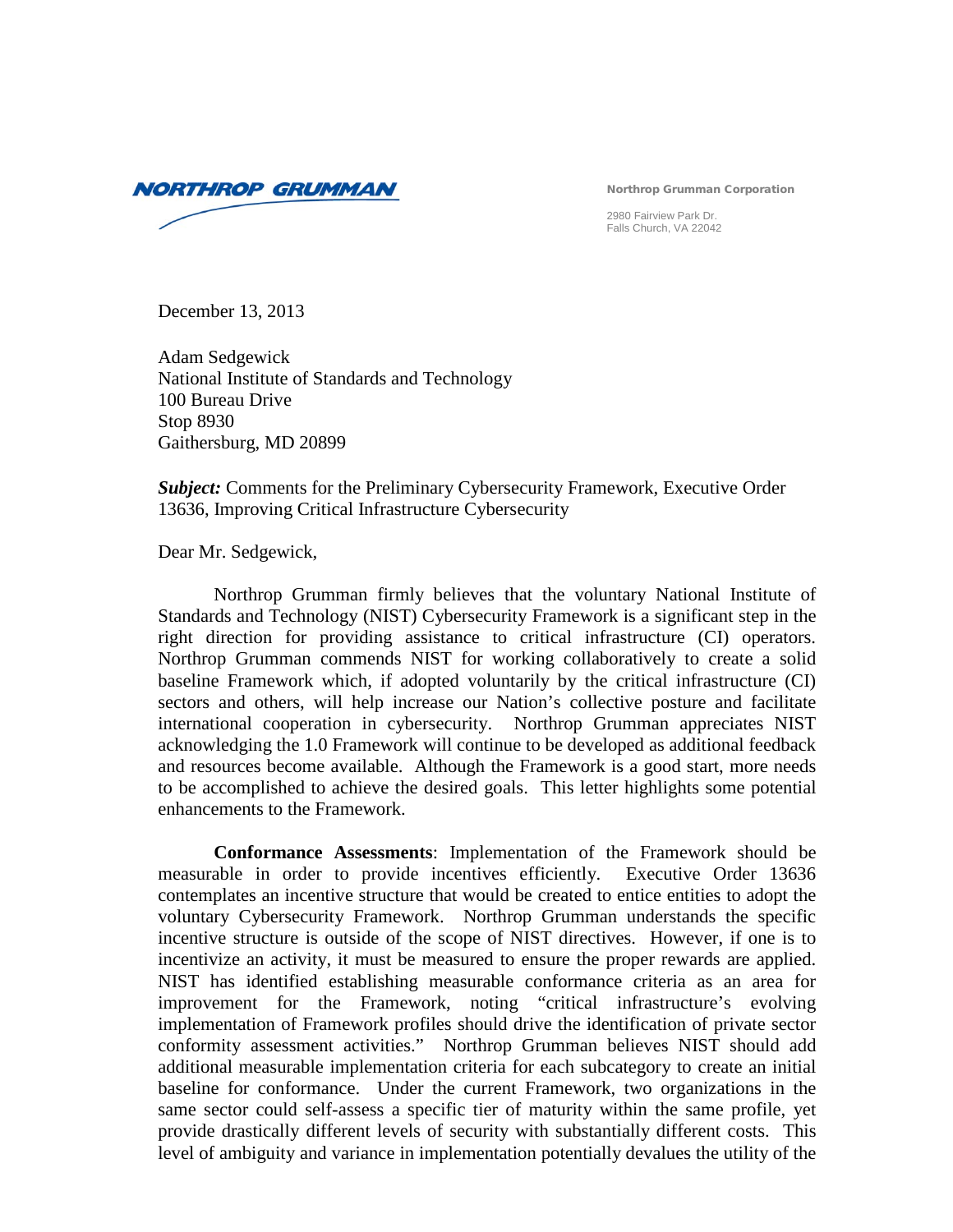NORTHROP GRUMMAN

**Northrop Grumman Corporation**

2980 Fairview Park Dr.
Falls Church, VA 22042

December 13, 2013

Adam Sedgewick
National Institute of Standards and Technology
100 Bureau Drive
Stop 8930
Gaithersburg, MD 20899

***Subject:*** Comments for the Preliminary Cybersecurity Framework, Executive Order 13636, Improving Critical Infrastructure Cybersecurity

Dear Mr. Sedgewick,

Northrop Grumman firmly believes that the voluntary National Institute of Standards and Technology (NIST) Cybersecurity Framework is a significant step in the right direction for providing assistance to critical infrastructure (CI) operators. Northrop Grumman commends NIST for working collaboratively to create a solid baseline Framework which, if adopted voluntarily by the critical infrastructure (CI) sectors and others, will help increase our Nation's collective posture and facilitate international cooperation in cybersecurity. Northrop Grumman appreciates NIST acknowledging the 1.0 Framework will continue to be developed as additional feedback and resources become available. Although the Framework is a good start, more needs to be accomplished to achieve the desired goals. This letter highlights some potential enhancements to the Framework.

**Conformance Assessments**: Implementation of the Framework should be measurable in order to provide incentives efficiently. Executive Order 13636 contemplates an incentive structure that would be created to entice entities to adopt the voluntary Cybersecurity Framework. Northrop Grumman understands the specific incentive structure is outside of the scope of NIST directives. However, if one is to incentivize an activity, it must be measured to ensure the proper rewards are applied. NIST has identified establishing measurable conformance criteria as an area for improvement for the Framework, noting "critical infrastructure's evolving implementation of Framework profiles should drive the identification of private sector conformity assessment activities." Northrop Grumman believes NIST should add additional measurable implementation criteria for each subcategory to create an initial baseline for conformance. Under the current Framework, two organizations in the same sector could self-assess a specific tier of maturity within the same profile, yet provide drastically different levels of security with substantially different costs. This level of ambiguity and variance in implementation potentially devalues the utility of the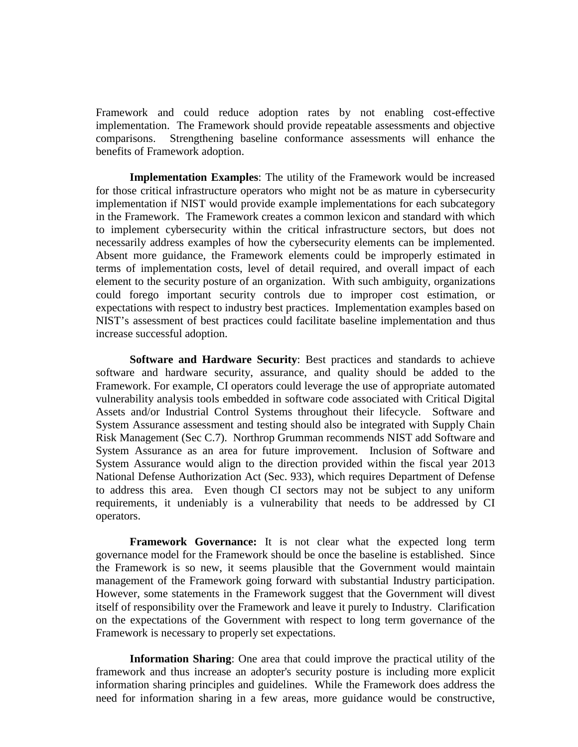Framework and could reduce adoption rates by not enabling cost-effective implementation. The Framework should provide repeatable assessments and objective comparisons. Strengthening baseline conformance assessments will enhance the benefits of Framework adoption.

**Implementation Examples**: The utility of the Framework would be increased for those critical infrastructure operators who might not be as mature in cybersecurity implementation if NIST would provide example implementations for each subcategory in the Framework. The Framework creates a common lexicon and standard with which to implement cybersecurity within the critical infrastructure sectors, but does not necessarily address examples of how the cybersecurity elements can be implemented. Absent more guidance, the Framework elements could be improperly estimated in terms of implementation costs, level of detail required, and overall impact of each element to the security posture of an organization. With such ambiguity, organizations could forego important security controls due to improper cost estimation, or expectations with respect to industry best practices. Implementation examples based on NIST's assessment of best practices could facilitate baseline implementation and thus increase successful adoption.

**Software and Hardware Security**: Best practices and standards to achieve software and hardware security, assurance, and quality should be added to the Framework. For example, CI operators could leverage the use of appropriate automated vulnerability analysis tools embedded in software code associated with Critical Digital Assets and/or Industrial Control Systems throughout their lifecycle. Software and System Assurance assessment and testing should also be integrated with Supply Chain Risk Management (Sec C.7). Northrop Grumman recommends NIST add Software and System Assurance as an area for future improvement. Inclusion of Software and System Assurance would align to the direction provided within the fiscal year 2013 National Defense Authorization Act (Sec. 933), which requires Department of Defense to address this area. Even though CI sectors may not be subject to any uniform requirements, it undeniably is a vulnerability that needs to be addressed by CI operators.

**Framework Governance:** It is not clear what the expected long term governance model for the Framework should be once the baseline is established. Since the Framework is so new, it seems plausible that the Government would maintain management of the Framework going forward with substantial Industry participation. However, some statements in the Framework suggest that the Government will divest itself of responsibility over the Framework and leave it purely to Industry. Clarification on the expectations of the Government with respect to long term governance of the Framework is necessary to properly set expectations.

**Information Sharing**: One area that could improve the practical utility of the framework and thus increase an adopter's security posture is including more explicit information sharing principles and guidelines. While the Framework does address the need for information sharing in a few areas, more guidance would be constructive,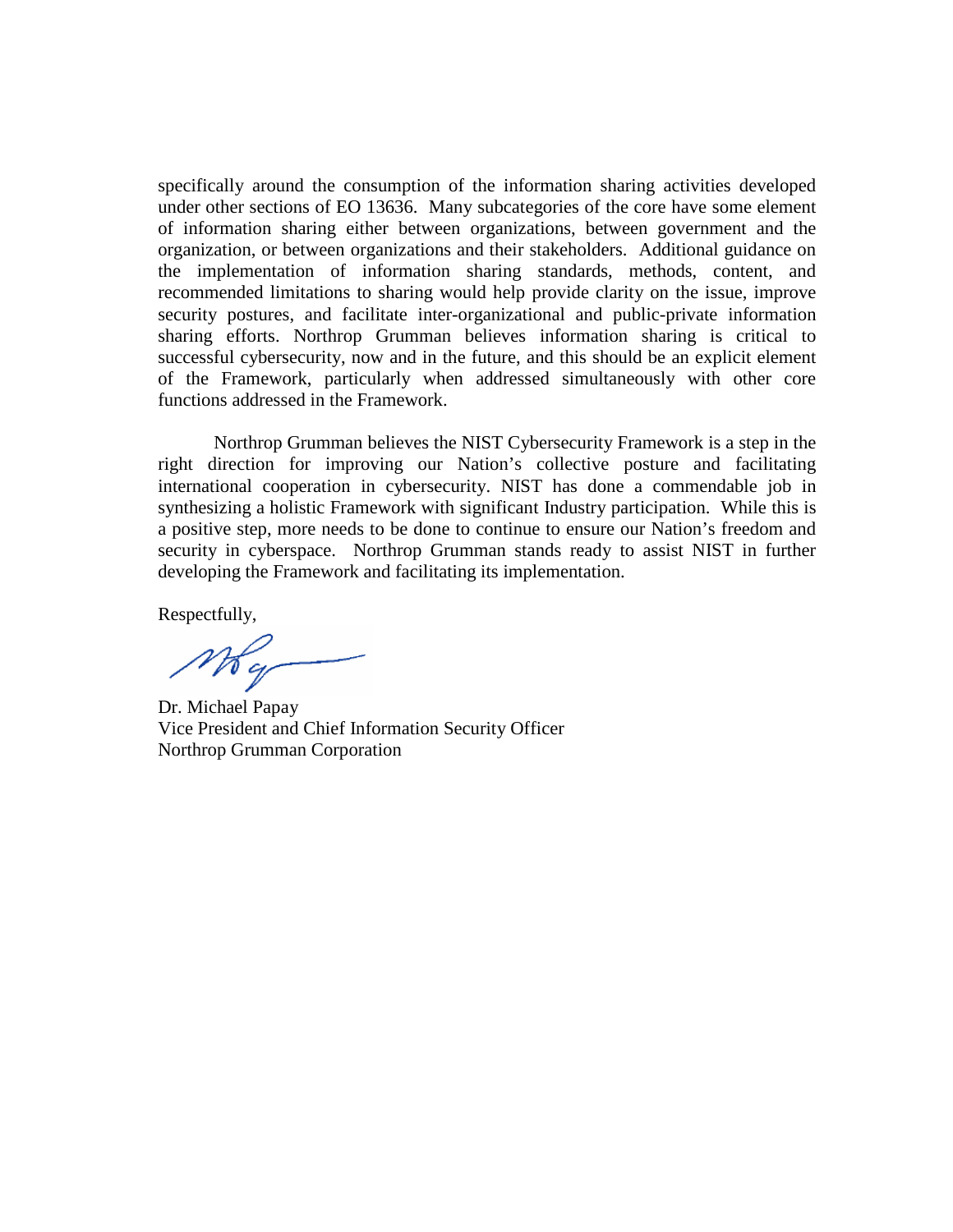specifically around the consumption of the information sharing activities developed under other sections of EO 13636. Many subcategories of the core have some element of information sharing either between organizations, between government and the organization, or between organizations and their stakeholders. Additional guidance on the implementation of information sharing standards, methods, content, and recommended limitations to sharing would help provide clarity on the issue, improve security postures, and facilitate inter-organizational and public-private information sharing efforts. Northrop Grumman believes information sharing is critical to successful cybersecurity, now and in the future, and this should be an explicit element of the Framework, particularly when addressed simultaneously with other core functions addressed in the Framework.

Northrop Grumman believes the NIST Cybersecurity Framework is a step in the right direction for improving our Nation's collective posture and facilitating international cooperation in cybersecurity. NIST has done a commendable job in synthesizing a holistic Framework with significant Industry participation. While this is a positive step, more needs to be done to continue to ensure our Nation's freedom and security in cyberspace. Northrop Grumman stands ready to assist NIST in further developing the Framework and facilitating its implementation.

Respectfully,

Dr. Michael Papay
Vice President and Chief Information Security Officer
Northrop Grumman Corporation